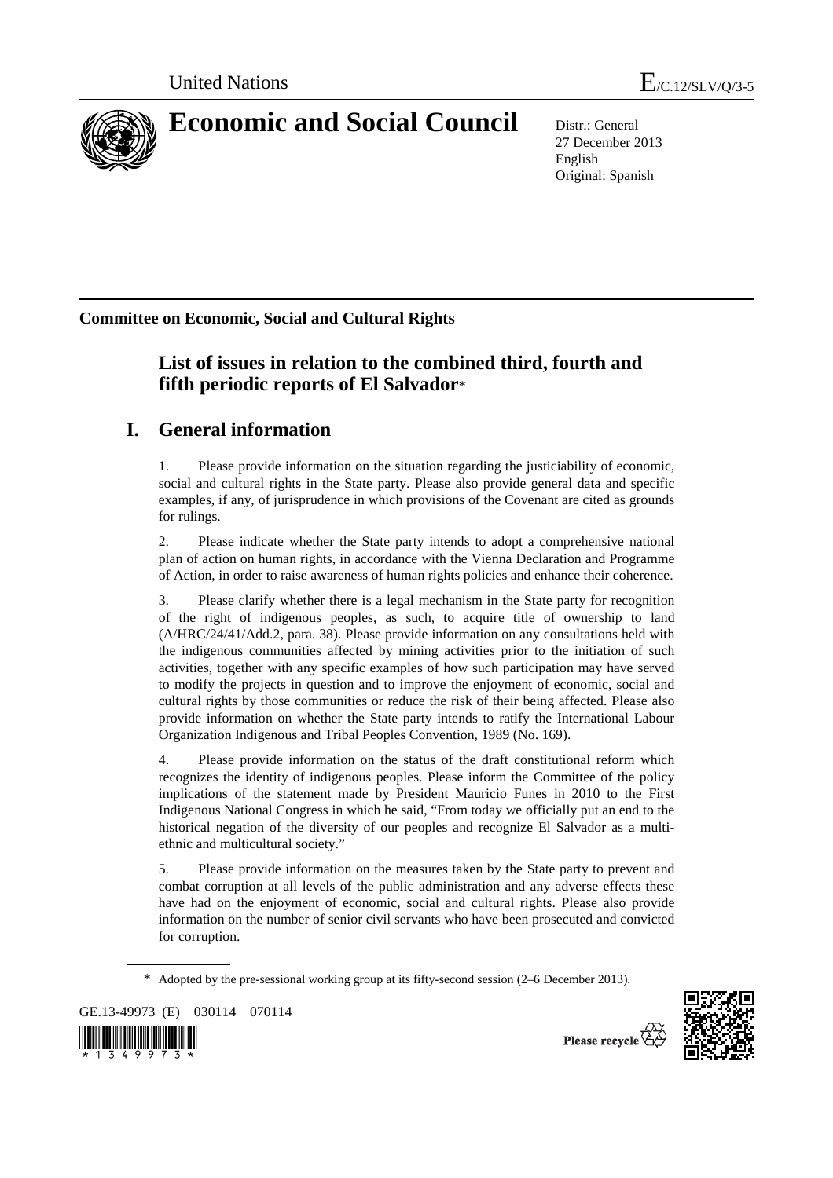United Nations

E/C.12/SLV/Q/3-5

# Economic and Social Council

Distr.: General
27 December 2013
English
Original: Spanish

**Committee on Economic, Social and Cultural Rights**

## List of issues in relation to the combined third, fourth and fifth periodic reports of El Salvador*

## I. General information

1. Please provide information on the situation regarding the justiciability of economic, social and cultural rights in the State party. Please also provide general data and specific examples, if any, of jurisprudence in which provisions of the Covenant are cited as grounds for rulings.

2. Please indicate whether the State party intends to adopt a comprehensive national plan of action on human rights, in accordance with the Vienna Declaration and Programme of Action, in order to raise awareness of human rights policies and enhance their coherence.

3. Please clarify whether there is a legal mechanism in the State party for recognition of the right of indigenous peoples, as such, to acquire title of ownership to land (A/HRC/24/41/Add.2, para. 38). Please provide information on any consultations held with the indigenous communities affected by mining activities prior to the initiation of such activities, together with any specific examples of how such participation may have served to modify the projects in question and to improve the enjoyment of economic, social and cultural rights by those communities or reduce the risk of their being affected. Please also provide information on whether the State party intends to ratify the International Labour Organization Indigenous and Tribal Peoples Convention, 1989 (No. 169).

4. Please provide information on the status of the draft constitutional reform which recognizes the identity of indigenous peoples. Please inform the Committee of the policy implications of the statement made by President Mauricio Funes in 2010 to the First Indigenous National Congress in which he said, "From today we officially put an end to the historical negation of the diversity of our peoples and recognize El Salvador as a multi-ethnic and multicultural society."

5. Please provide information on the measures taken by the State party to prevent and combat corruption at all levels of the public administration and any adverse effects these have had on the enjoyment of economic, social and cultural rights. Please also provide information on the number of senior civil servants who have been prosecuted and convicted for corruption.

\* Adopted by the pre-sessional working group at its fifty-second session (2–6 December 2013).

GE.13-49973 (E) 030114 070114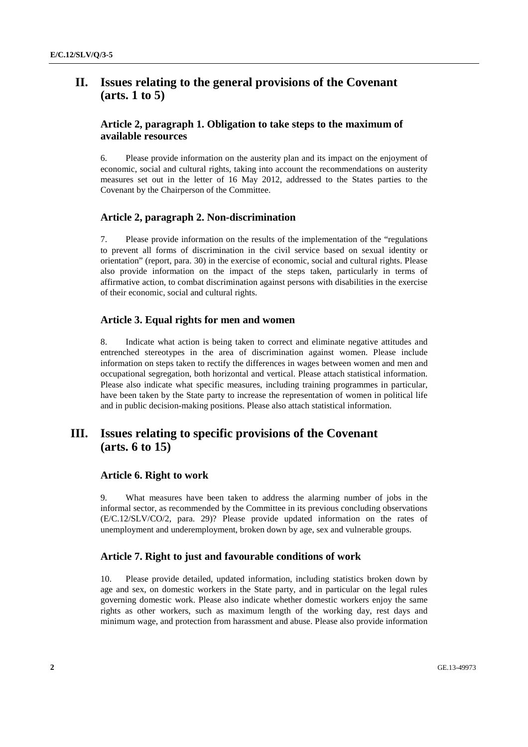## II. Issues relating to the general provisions of the Covenant (arts. 1 to 5)

### Article 2, paragraph 1. Obligation to take steps to the maximum of available resources

6. Please provide information on the austerity plan and its impact on the enjoyment of economic, social and cultural rights, taking into account the recommendations on austerity measures set out in the letter of 16 May 2012, addressed to the States parties to the Covenant by the Chairperson of the Committee.

### Article 2, paragraph 2. Non-discrimination

7. Please provide information on the results of the implementation of the "regulations to prevent all forms of discrimination in the civil service based on sexual identity or orientation" (report, para. 30) in the exercise of economic, social and cultural rights. Please also provide information on the impact of the steps taken, particularly in terms of affirmative action, to combat discrimination against persons with disabilities in the exercise of their economic, social and cultural rights.

### Article 3. Equal rights for men and women

8. Indicate what action is being taken to correct and eliminate negative attitudes and entrenched stereotypes in the area of discrimination against women. Please include information on steps taken to rectify the differences in wages between women and men and occupational segregation, both horizontal and vertical. Please attach statistical information. Please also indicate what specific measures, including training programmes in particular, have been taken by the State party to increase the representation of women in political life and in public decision-making positions. Please also attach statistical information.

## III. Issues relating to specific provisions of the Covenant (arts. 6 to 15)

### Article 6. Right to work

9. What measures have been taken to address the alarming number of jobs in the informal sector, as recommended by the Committee in its previous concluding observations (E/C.12/SLV/CO/2, para. 29)? Please provide updated information on the rates of unemployment and underemployment, broken down by age, sex and vulnerable groups.

### Article 7. Right to just and favourable conditions of work

10. Please provide detailed, updated information, including statistics broken down by age and sex, on domestic workers in the State party, and in particular on the legal rules governing domestic work. Please also indicate whether domestic workers enjoy the same rights as other workers, such as maximum length of the working day, rest days and minimum wage, and protection from harassment and abuse. Please also provide information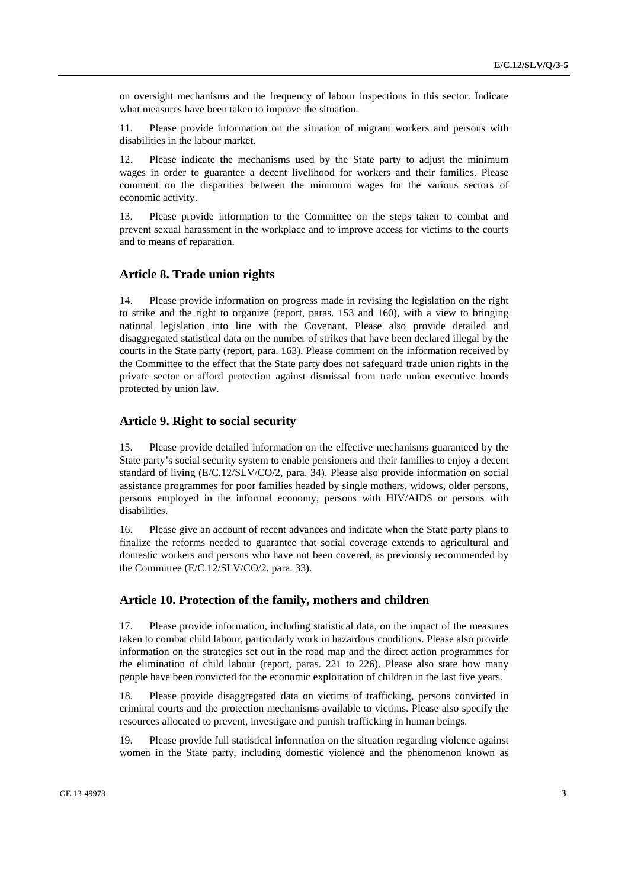on oversight mechanisms and the frequency of labour inspections in this sector. Indicate what measures have been taken to improve the situation.

11. Please provide information on the situation of migrant workers and persons with disabilities in the labour market.

12. Please indicate the mechanisms used by the State party to adjust the minimum wages in order to guarantee a decent livelihood for workers and their families. Please comment on the disparities between the minimum wages for the various sectors of economic activity.

13. Please provide information to the Committee on the steps taken to combat and prevent sexual harassment in the workplace and to improve access for victims to the courts and to means of reparation.

## Article 8. Trade union rights

14. Please provide information on progress made in revising the legislation on the right to strike and the right to organize (report, paras. 153 and 160), with a view to bringing national legislation into line with the Covenant. Please also provide detailed and disaggregated statistical data on the number of strikes that have been declared illegal by the courts in the State party (report, para. 163). Please comment on the information received by the Committee to the effect that the State party does not safeguard trade union rights in the private sector or afford protection against dismissal from trade union executive boards protected by union law.

## Article 9. Right to social security

15. Please provide detailed information on the effective mechanisms guaranteed by the State party's social security system to enable pensioners and their families to enjoy a decent standard of living (E/C.12/SLV/CO/2, para. 34). Please also provide information on social assistance programmes for poor families headed by single mothers, widows, older persons, persons employed in the informal economy, persons with HIV/AIDS or persons with disabilities.

16. Please give an account of recent advances and indicate when the State party plans to finalize the reforms needed to guarantee that social coverage extends to agricultural and domestic workers and persons who have not been covered, as previously recommended by the Committee (E/C.12/SLV/CO/2, para. 33).

## Article 10. Protection of the family, mothers and children

17. Please provide information, including statistical data, on the impact of the measures taken to combat child labour, particularly work in hazardous conditions. Please also provide information on the strategies set out in the road map and the direct action programmes for the elimination of child labour (report, paras. 221 to 226). Please also state how many people have been convicted for the economic exploitation of children in the last five years.

18. Please provide disaggregated data on victims of trafficking, persons convicted in criminal courts and the protection mechanisms available to victims. Please also specify the resources allocated to prevent, investigate and punish trafficking in human beings.

19. Please provide full statistical information on the situation regarding violence against women in the State party, including domestic violence and the phenomenon known as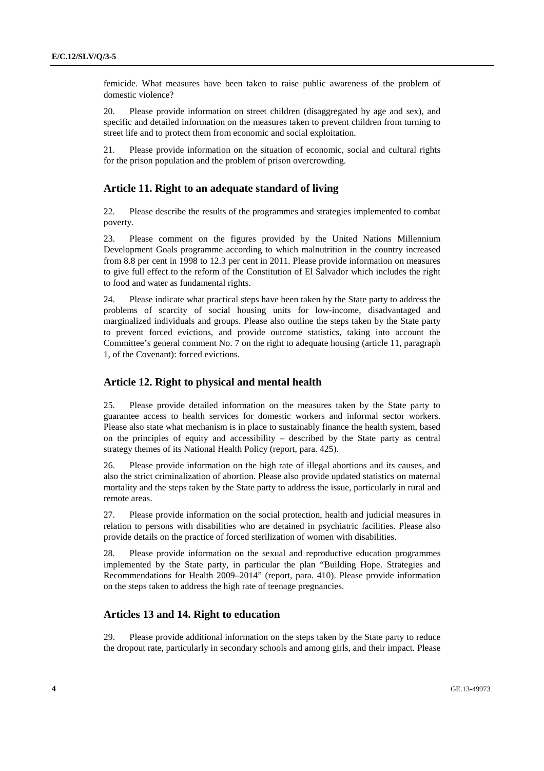femicide. What measures have been taken to raise public awareness of the problem of domestic violence?

20. Please provide information on street children (disaggregated by age and sex), and specific and detailed information on the measures taken to prevent children from turning to street life and to protect them from economic and social exploitation.

21. Please provide information on the situation of economic, social and cultural rights for the prison population and the problem of prison overcrowding.

## Article 11. Right to an adequate standard of living

22. Please describe the results of the programmes and strategies implemented to combat poverty.

23. Please comment on the figures provided by the United Nations Millennium Development Goals programme according to which malnutrition in the country increased from 8.8 per cent in 1998 to 12.3 per cent in 2011. Please provide information on measures to give full effect to the reform of the Constitution of El Salvador which includes the right to food and water as fundamental rights.

24. Please indicate what practical steps have been taken by the State party to address the problems of scarcity of social housing units for low-income, disadvantaged and marginalized individuals and groups. Please also outline the steps taken by the State party to prevent forced evictions, and provide outcome statistics, taking into account the Committee's general comment No. 7 on the right to adequate housing (article 11, paragraph 1, of the Covenant): forced evictions.

## Article 12. Right to physical and mental health

25. Please provide detailed information on the measures taken by the State party to guarantee access to health services for domestic workers and informal sector workers. Please also state what mechanism is in place to sustainably finance the health system, based on the principles of equity and accessibility – described by the State party as central strategy themes of its National Health Policy (report, para. 425).

26. Please provide information on the high rate of illegal abortions and its causes, and also the strict criminalization of abortion. Please also provide updated statistics on maternal mortality and the steps taken by the State party to address the issue, particularly in rural and remote areas.

27. Please provide information on the social protection, health and judicial measures in relation to persons with disabilities who are detained in psychiatric facilities. Please also provide details on the practice of forced sterilization of women with disabilities.

28. Please provide information on the sexual and reproductive education programmes implemented by the State party, in particular the plan "Building Hope. Strategies and Recommendations for Health 2009–2014" (report, para. 410). Please provide information on the steps taken to address the high rate of teenage pregnancies.

## Articles 13 and 14. Right to education

29. Please provide additional information on the steps taken by the State party to reduce the dropout rate, particularly in secondary schools and among girls, and their impact. Please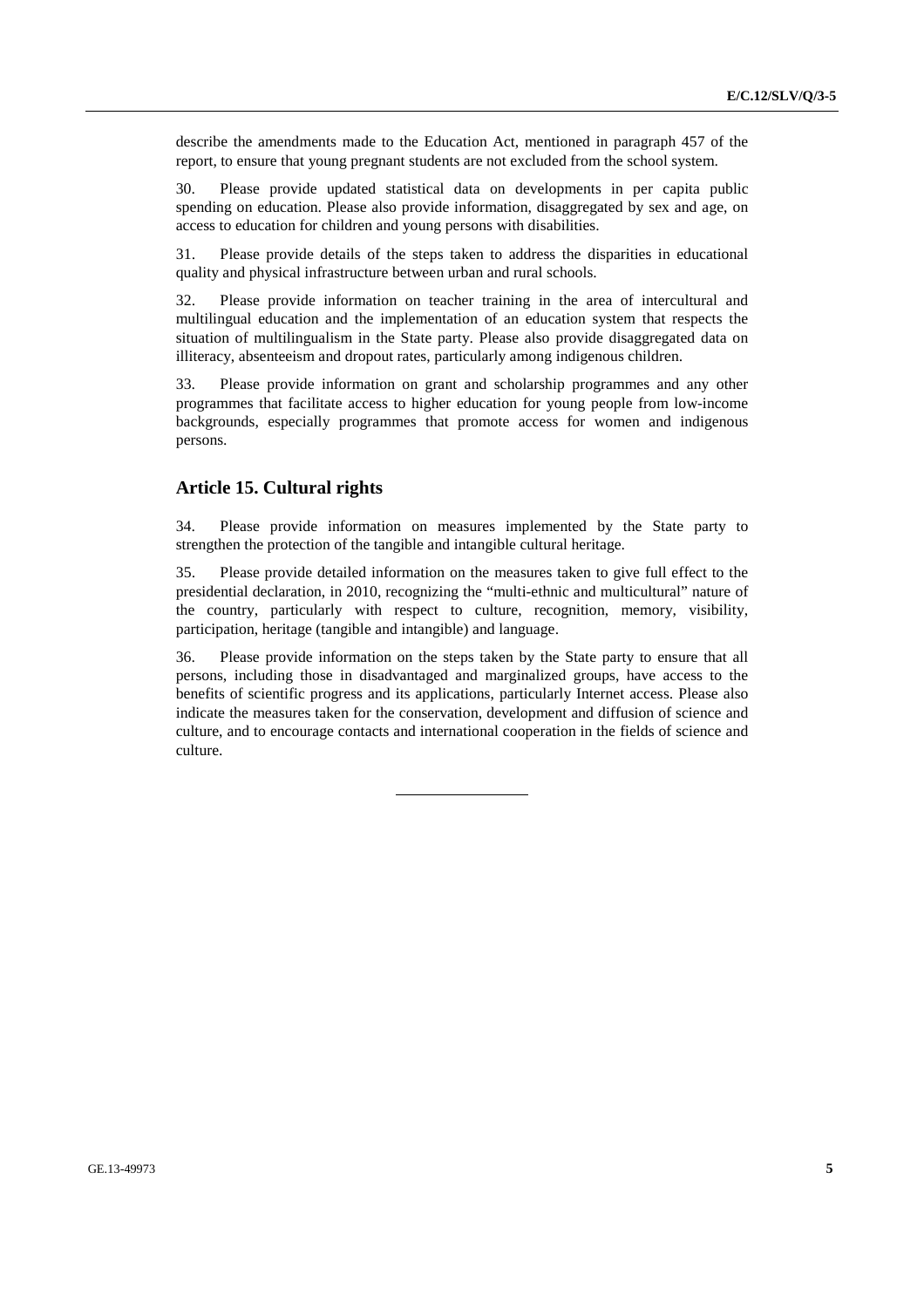describe the amendments made to the Education Act, mentioned in paragraph 457 of the report, to ensure that young pregnant students are not excluded from the school system.

30. Please provide updated statistical data on developments in per capita public spending on education. Please also provide information, disaggregated by sex and age, on access to education for children and young persons with disabilities.

31. Please provide details of the steps taken to address the disparities in educational quality and physical infrastructure between urban and rural schools.

32. Please provide information on teacher training in the area of intercultural and multilingual education and the implementation of an education system that respects the situation of multilingualism in the State party. Please also provide disaggregated data on illiteracy, absenteeism and dropout rates, particularly among indigenous children.

33. Please provide information on grant and scholarship programmes and any other programmes that facilitate access to higher education for young people from low-income backgrounds, especially programmes that promote access for women and indigenous persons.

## Article 15. Cultural rights

34. Please provide information on measures implemented by the State party to strengthen the protection of the tangible and intangible cultural heritage.

35. Please provide detailed information on the measures taken to give full effect to the presidential declaration, in 2010, recognizing the "multi-ethnic and multicultural" nature of the country, particularly with respect to culture, recognition, memory, visibility, participation, heritage (tangible and intangible) and language.

36. Please provide information on the steps taken by the State party to ensure that all persons, including those in disadvantaged and marginalized groups, have access to the benefits of scientific progress and its applications, particularly Internet access. Please also indicate the measures taken for the conservation, development and diffusion of science and culture, and to encourage contacts and international cooperation in the fields of science and culture.